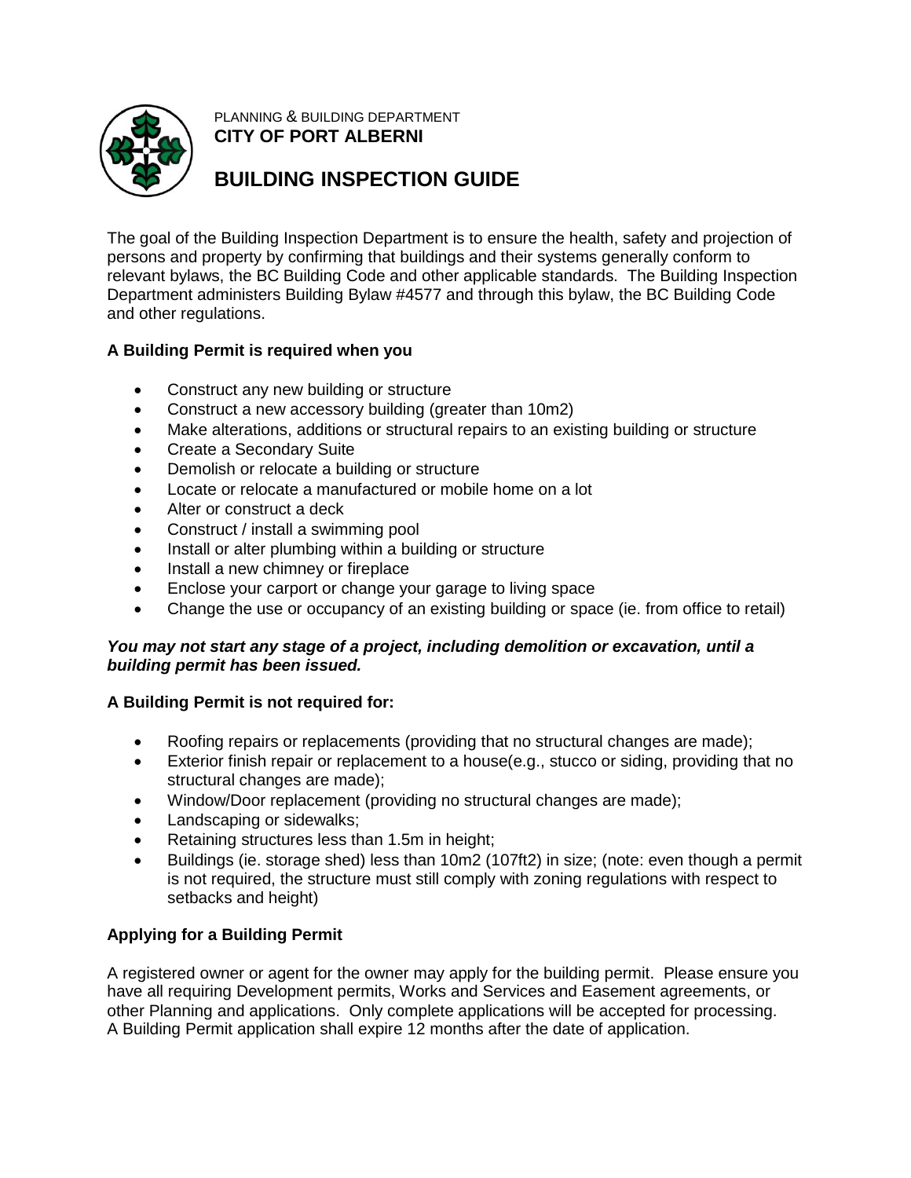PLANNING & BUILDING DEPARTMENT
**CITY OF PORT ALBERNI**

# BUILDING INSPECTION GUIDE

The goal of the Building Inspection Department is to ensure the health, safety and projection of persons and property by confirming that buildings and their systems generally conform to relevant bylaws, the BC Building Code and other applicable standards. The Building Inspection Department administers Building Bylaw #4577 and through this bylaw, the BC Building Code and other regulations.

**A Building Permit is required when you**

- Construct any new building or structure
- Construct a new accessory building (greater than 10m2)
- Make alterations, additions or structural repairs to an existing building or structure
- Create a Secondary Suite
- Demolish or relocate a building or structure
- Locate or relocate a manufactured or mobile home on a lot
- Alter or construct a deck
- Construct / install a swimming pool
- Install or alter plumbing within a building or structure
- Install a new chimney or fireplace
- Enclose your carport or change your garage to living space
- Change the use or occupancy of an existing building or space (ie. from office to retail)

***You may not start any stage of a project, including demolition or excavation, until a building permit has been issued.***

**A Building Permit is not required for:**

- Roofing repairs or replacements (providing that no structural changes are made);
- Exterior finish repair or replacement to a house(e.g., stucco or siding, providing that no structural changes are made);
- Window/Door replacement (providing no structural changes are made);
- Landscaping or sidewalks;
- Retaining structures less than 1.5m in height;
- Buildings (ie. storage shed) less than 10m2 (107ft2) in size; (note: even though a permit is not required, the structure must still comply with zoning regulations with respect to setbacks and height)

**Applying for a Building Permit**

A registered owner or agent for the owner may apply for the building permit. Please ensure you have all requiring Development permits, Works and Services and Easement agreements, or other Planning and applications. Only complete applications will be accepted for processing. A Building Permit application shall expire 12 months after the date of application.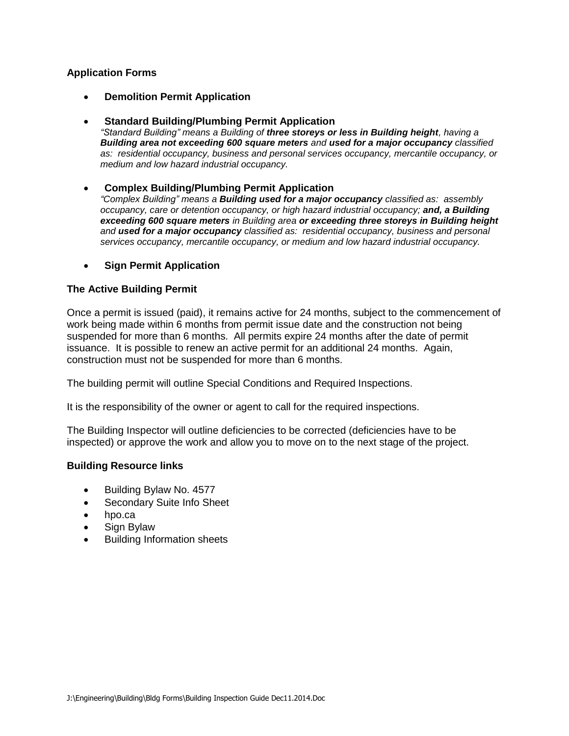### Application Forms

- **Demolition Permit Application**

- **Standard Building/Plumbing Permit Application**
  *"Standard Building" means a Building of **three storeys or less in Building height**, having a **Building area not exceeding 600 square meters** and **used for a major occupancy** classified as: residential occupancy, business and personal services occupancy, mercantile occupancy, or medium and low hazard industrial occupancy.*

- **Complex Building/Plumbing Permit Application**
  *"Complex Building" means a **Building used for a major occupancy** classified as: assembly occupancy, care or detention occupancy, or high hazard industrial occupancy; **and, a Building exceeding 600 square meters** in Building area **or exceeding three storeys in Building height** and **used for a major occupancy** classified as: residential occupancy, business and personal services occupancy, mercantile occupancy, or medium and low hazard industrial occupancy.*

- **Sign Permit Application**

### The Active Building Permit

Once a permit is issued (paid), it remains active for 24 months, subject to the commencement of work being made within 6 months from permit issue date and the construction not being suspended for more than 6 months. All permits expire 24 months after the date of permit issuance. It is possible to renew an active permit for an additional 24 months. Again, construction must not be suspended for more than 6 months.

The building permit will outline Special Conditions and Required Inspections.

It is the responsibility of the owner or agent to call for the required inspections.

The Building Inspector will outline deficiencies to be corrected (deficiencies have to be inspected) or approve the work and allow you to move on to the next stage of the project.

### Building Resource links

- Building Bylaw No. 4577
- Secondary Suite Info Sheet
- hpo.ca
- Sign Bylaw
- Building Information sheets